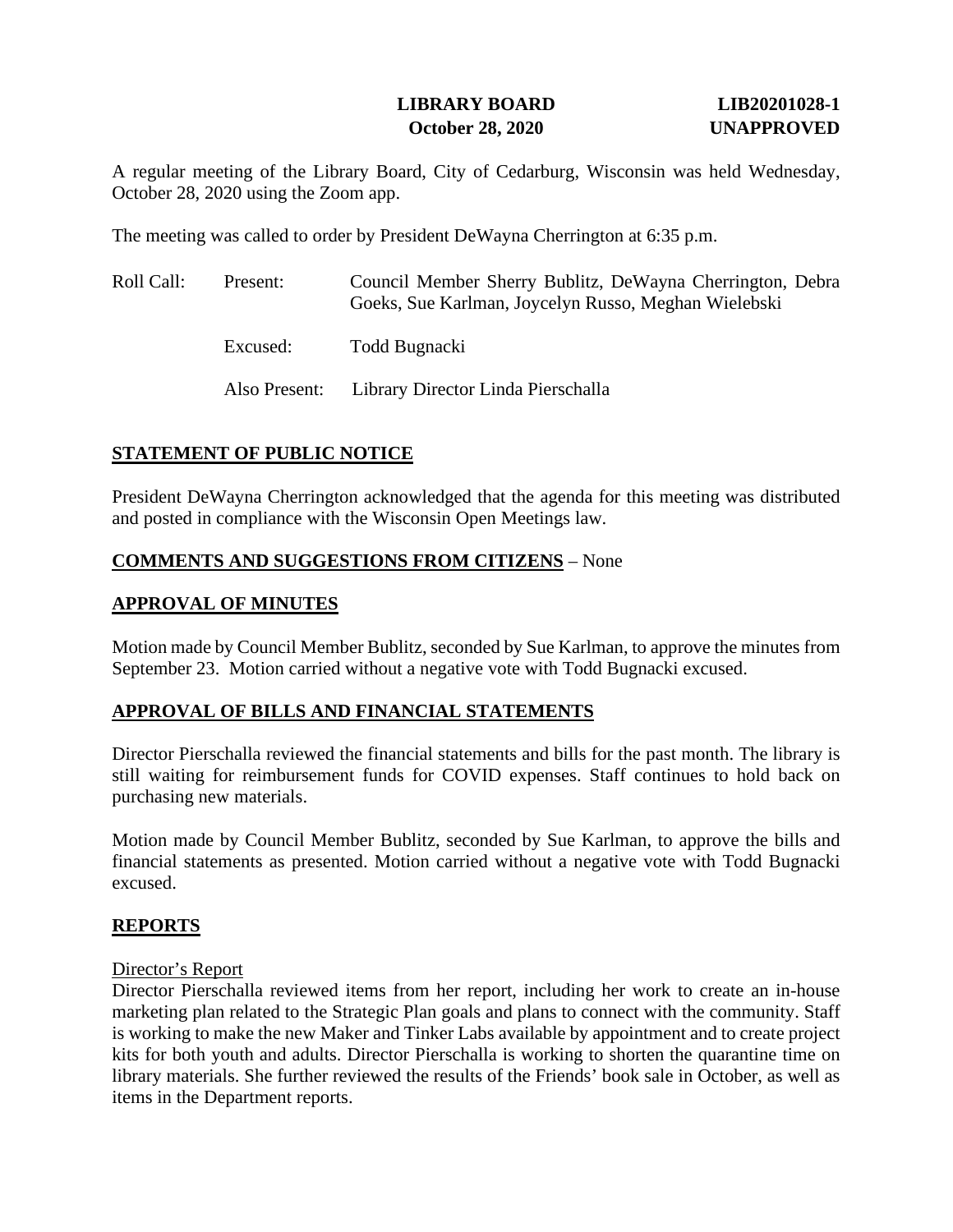**LIBRARY BOARD** **LIB20201028-1**
**October 28, 2020** **UNAPPROVED**

A regular meeting of the Library Board, City of Cedarburg, Wisconsin was held Wednesday, October 28, 2020 using the Zoom app.

The meeting was called to order by President DeWayna Cherrington at 6:35 p.m.

Roll Call: Present: Council Member Sherry Bublitz, DeWayna Cherrington, Debra Goeks, Sue Karlman, Joycelyn Russo, Meghan Wielebski

Excused: Todd Bugnacki

Also Present: Library Director Linda Pierschalla

## STATEMENT OF PUBLIC NOTICE

President DeWayna Cherrington acknowledged that the agenda for this meeting was distributed and posted in compliance with the Wisconsin Open Meetings law.

## COMMENTS AND SUGGESTIONS FROM CITIZENS – None

## APPROVAL OF MINUTES

Motion made by Council Member Bublitz, seconded by Sue Karlman, to approve the minutes from September 23. Motion carried without a negative vote with Todd Bugnacki excused.

## APPROVAL OF BILLS AND FINANCIAL STATEMENTS

Director Pierschalla reviewed the financial statements and bills for the past month. The library is still waiting for reimbursement funds for COVID expenses. Staff continues to hold back on purchasing new materials.

Motion made by Council Member Bublitz, seconded by Sue Karlman, to approve the bills and financial statements as presented. Motion carried without a negative vote with Todd Bugnacki excused.

## REPORTS

### Director's Report

Director Pierschalla reviewed items from her report, including her work to create an in-house marketing plan related to the Strategic Plan goals and plans to connect with the community. Staff is working to make the new Maker and Tinker Labs available by appointment and to create project kits for both youth and adults. Director Pierschalla is working to shorten the quarantine time on library materials. She further reviewed the results of the Friends' book sale in October, as well as items in the Department reports.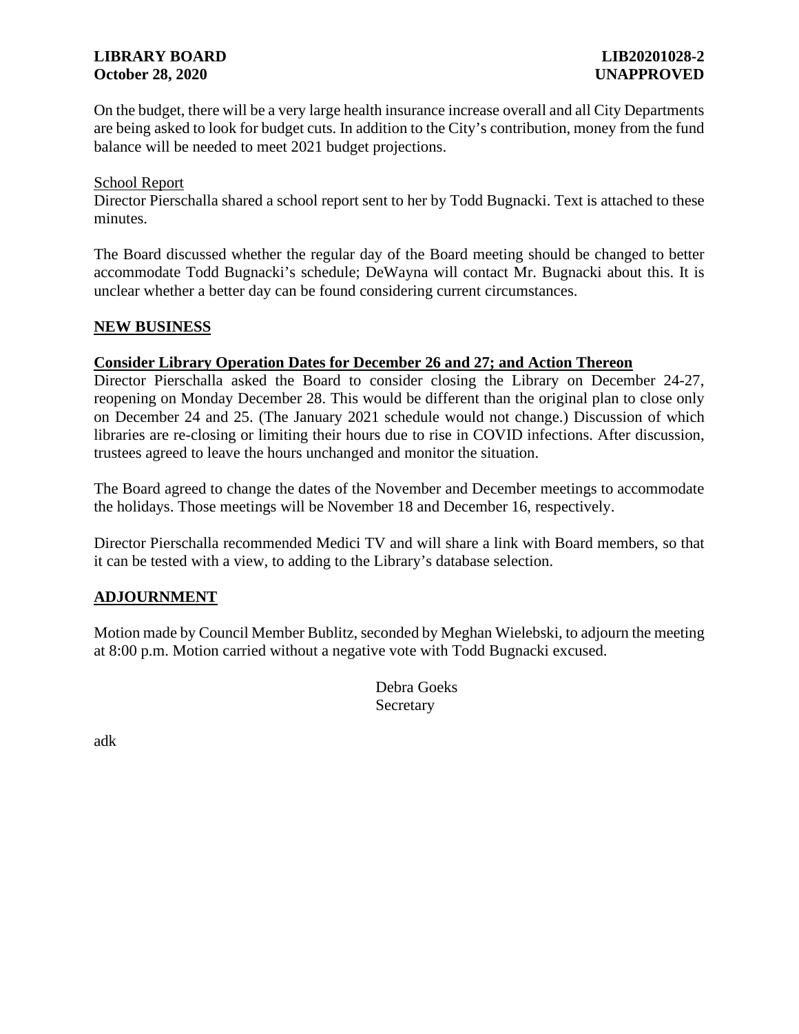On the budget, there will be a very large health insurance increase overall and all City Departments are being asked to look for budget cuts. In addition to the City's contribution, money from the fund balance will be needed to meet 2021 budget projections.

School Report

Director Pierschalla shared a school report sent to her by Todd Bugnacki. Text is attached to these minutes.

The Board discussed whether the regular day of the Board meeting should be changed to better accommodate Todd Bugnacki's schedule; DeWayna will contact Mr. Bugnacki about this. It is unclear whether a better day can be found considering current circumstances.

## NEW BUSINESS

### Consider Library Operation Dates for December 26 and 27; and Action Thereon

Director Pierschalla asked the Board to consider closing the Library on December 24-27, reopening on Monday December 28. This would be different than the original plan to close only on December 24 and 25. (The January 2021 schedule would not change.) Discussion of which libraries are re-closing or limiting their hours due to rise in COVID infections. After discussion, trustees agreed to leave the hours unchanged and monitor the situation.

The Board agreed to change the dates of the November and December meetings to accommodate the holidays. Those meetings will be November 18 and December 16, respectively.

Director Pierschalla recommended Medici TV and will share a link with Board members, so that it can be tested with a view, to adding to the Library's database selection.

## ADJOURNMENT

Motion made by Council Member Bublitz, seconded by Meghan Wielebski, to adjourn the meeting at 8:00 p.m. Motion carried without a negative vote with Todd Bugnacki excused.

Debra Goeks
Secretary

adk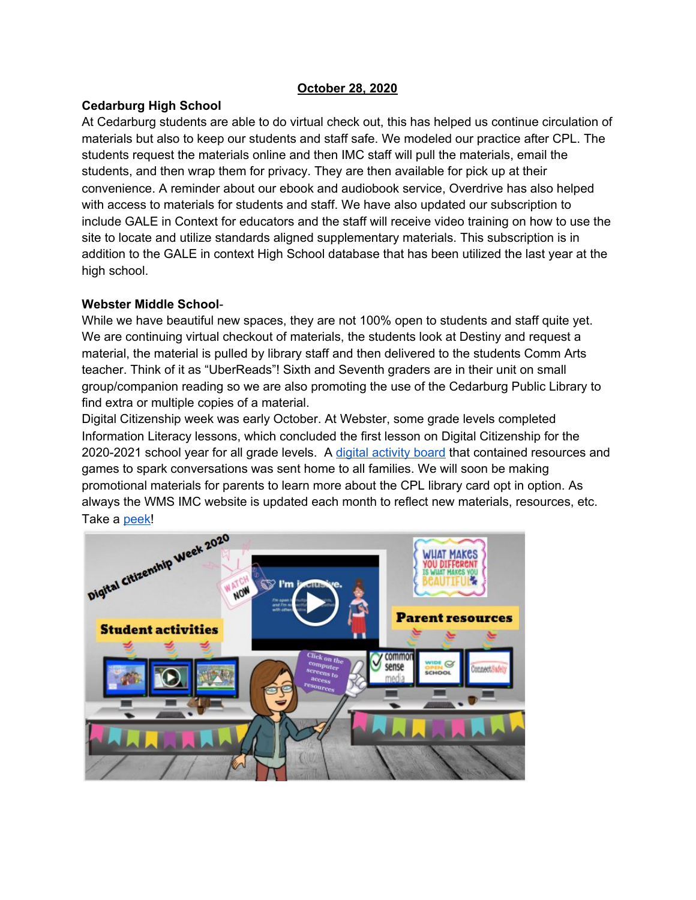**October 28, 2020**

**Cedarburg High School**

At Cedarburg students are able to do virtual check out, this has helped us continue circulation of materials but also to keep our students and staff safe. We modeled our practice after CPL. The students request the materials online and then IMC staff will pull the materials, email the students, and then wrap them for privacy. They are then available for pick up at their convenience. A reminder about our ebook and audiobook service, Overdrive has also helped with access to materials for students and staff. We have also updated our subscription to include GALE in Context for educators and the staff will receive video training on how to use the site to locate and utilize standards aligned supplementary materials. This subscription is in addition to the GALE in context High School database that has been utilized the last year at the high school.

**Webster Middle School**-

While we have beautiful new spaces, they are not 100% open to students and staff quite yet. We are continuing virtual checkout of materials, the students look at Destiny and request a material, the material is pulled by library staff and then delivered to the students Comm Arts teacher. Think of it as "UberReads"! Sixth and Seventh graders are in their unit on small group/companion reading so we are also promoting the use of the Cedarburg Public Library to find extra or multiple copies of a material.

Digital Citizenship week was early October. At Webster, some grade levels completed Information Literacy lessons, which concluded the first lesson on Digital Citizenship for the 2020-2021 school year for all grade levels. A digital activity board that contained resources and games to spark conversations was sent home to all families. We will soon be making promotional materials for parents to learn more about the CPL library card opt in option. As always the WMS IMC website is updated each month to reflect new materials, resources, etc. Take a peek!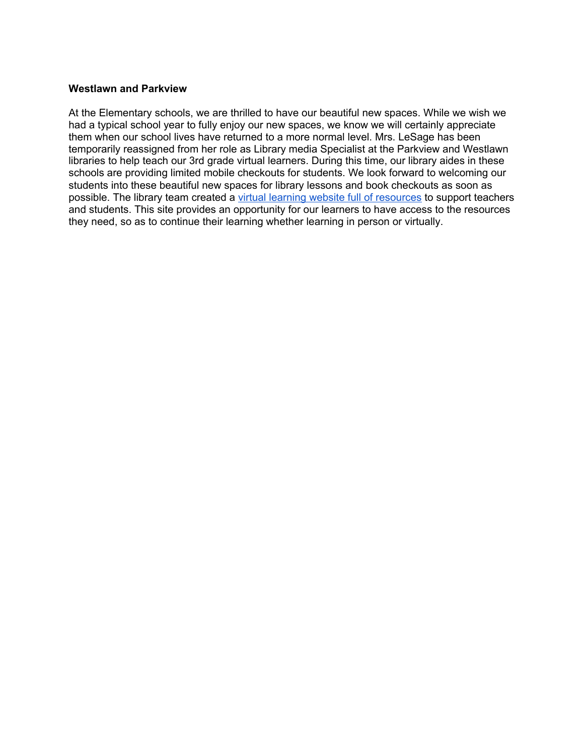**Westlawn and Parkview**

At the Elementary schools, we are thrilled to have our beautiful new spaces. While we wish we had a typical school year to fully enjoy our new spaces, we know we will certainly appreciate them when our school lives have returned to a more normal level. Mrs. LeSage has been temporarily reassigned from her role as Library media Specialist at the Parkview and Westlawn libraries to help teach our 3rd grade virtual learners. During this time, our library aides in these schools are providing limited mobile checkouts for students. We look forward to welcoming our students into these beautiful new spaces for library lessons and book checkouts as soon as possible. The library team created a virtual learning website full of resources to support teachers and students. This site provides an opportunity for our learners to have access to the resources they need, so as to continue their learning whether learning in person or virtually.